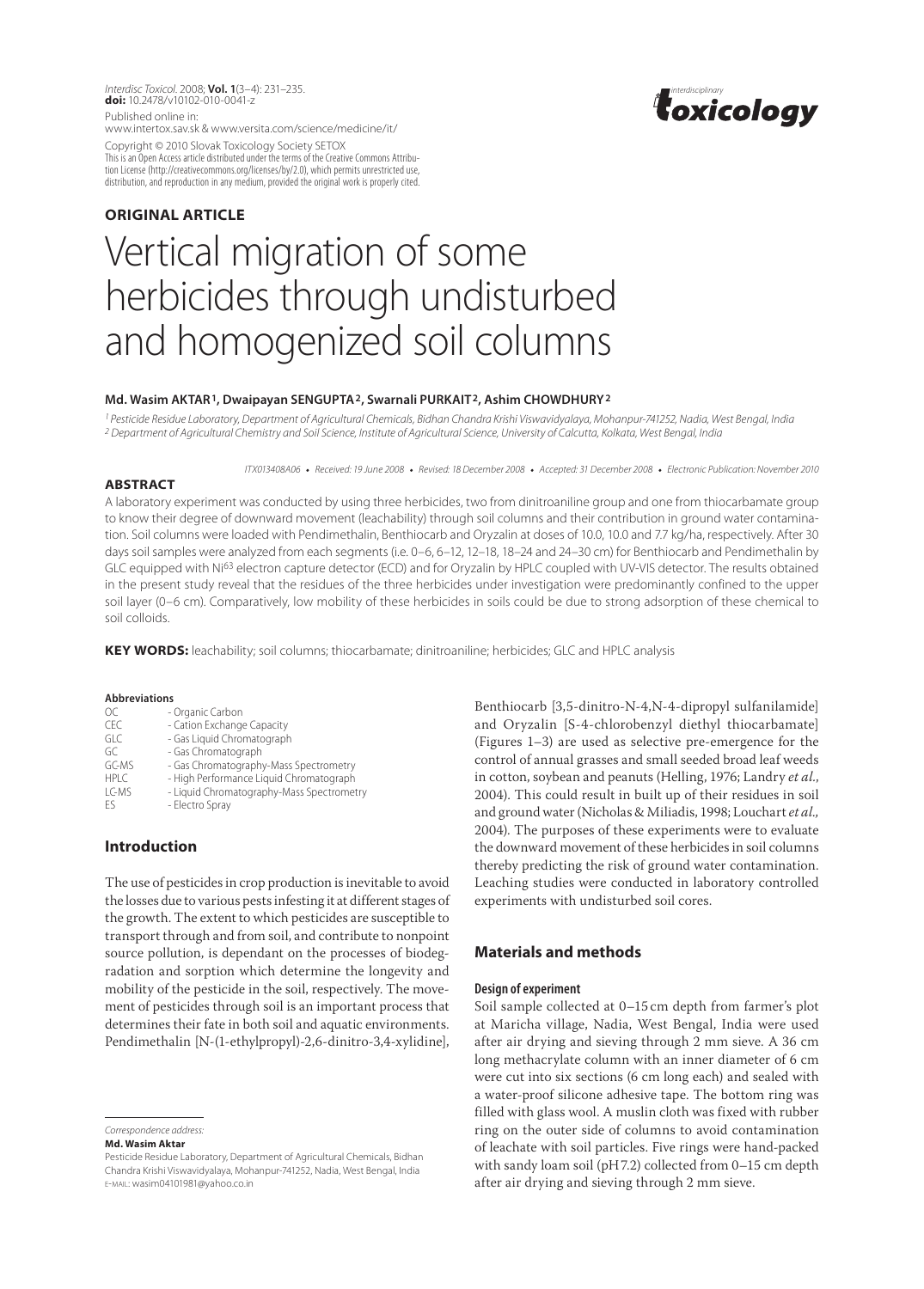*Interdisc Toxicol.* 2008; **Vol. 1**(3–4): 231–235.
**doi:** 10.2478/v10102-010-0041-z
Published online in:
www.intertox.sav.sk & www.versita.com/science/medicine/it/
Copyright © 2010 Slovak Toxicology Society SETOX
This is an Open Access article distributed under the terms of the Creative Commons Attribution License (http://creativecommons.org/licenses/by/2.0), which permits unrestricted use, distribution, and reproduction in any medium, provided the original work is properly cited.

**ORIGINAL ARTICLE**

# Vertical migration of some herbicides through undisturbed and homogenized soil columns

**Md. Wasim AKTAR [1], Dwaipayan SENGUPTA [2], Swarnali PURKAIT [2], Ashim CHOWDHURY [2]**

[1] *Pesticide Residue Laboratory, Department of Agricultural Chemicals, Bidhan Chandra Krishi Viswavidyalaya, Mohanpur-741252, Nadia, West Bengal, India*
[2] *Department of Agricultural Chemistry and Soil Science, Institute of Agricultural Science, University of Calcutta, Kolkata, West Bengal, India*

*ITX013408A06 • Received: 19 June 2008 • Revised: 18 December 2008 • Accepted: 31 December 2008 • Electronic Publication: November 2010*

## ABSTRACT

A laboratory experiment was conducted by using three herbicides, two from dinitroaniline group and one from thiocarbamate group to know their degree of downward movement (leachability) through soil columns and their contribution in ground water contamination. Soil columns were loaded with Pendimethalin, Benthiocarb and Oryzalin at doses of 10.0, 10.0 and 7.7 kg/ha, respectively. After 30 days soil samples were analyzed from each segments (i.e. 0–6, 6–12, 12–18, 18–24 and 24–30 cm) for Benthiocarb and Pendimethalin by GLC equipped with $Ni^{63}$ electron capture detector (ECD) and for Oryzalin by HPLC coupled with UV-VIS detector. The results obtained in the present study reveal that the residues of the three herbicides under investigation were predominantly confined to the upper soil layer (0–6 cm). Comparatively, low mobility of these herbicides in soils could be due to strong adsorption of these chemical to soil colloids.

**KEY WORDS:** leachability; soil columns; thiocarbamate; dinitroaniline; herbicides; GLC and HPLC analysis

**Abbreviations**

| | |
|---|---|
| OC | - Organic Carbon |
| CEC | - Cation Exchange Capacity |
| GLC | - Gas Liquid Chromatograph |
| GC | - Gas Chromatograph |
| GC-MS | - Gas Chromatography-Mass Spectrometry |
| HPLC | - High Performance Liquid Chromatograph |
| LC-MS | - Liquid Chromatography-Mass Spectrometry |
| ES | - Electro Spray |

## Introduction

The use of pesticides in crop production is inevitable to avoid the losses due to various pests infesting it at different stages of the growth. The extent to which pesticides are susceptible to transport through and from soil, and contribute to nonpoint source pollution, is dependant on the processes of biodegradation and sorption which determine the longevity and mobility of the pesticide in the soil, respectively. The movement of pesticides through soil is an important process that determines their fate in both soil and aquatic environments. Pendimethalin [N-(1-ethylpropyl)-2,6-dinitro-3,4-xylidine], Benthiocarb [3,5-dinitro-N-4,N-4-dipropyl sulfanilamide] and Oryzalin [S-4-chlorobenzyl diethyl thiocarbamate] (Figures 1–3) are used as selective pre-emergence for the control of annual grasses and small seeded broad leaf weeds in cotton, soybean and peanuts (Helling, 1976; Landry *et al.*, 2004). This could result in built up of their residues in soil and ground water (Nicholas & Miliadis, 1998; Louchart *et al.*, 2004). The purposes of these experiments were to evaluate the downward movement of these herbicides in soil columns thereby predicting the risk of ground water contamination. Leaching studies were conducted in laboratory controlled experiments with undisturbed soil cores.

## Materials and methods

### Design of experiment

Soil sample collected at 0–15 cm depth from farmer's plot at Maricha village, Nadia, West Bengal, India were used after air drying and sieving through 2 mm sieve. A 36 cm long methacrylate column with an inner diameter of 6 cm were cut into six sections (6 cm long each) and sealed with a water-proof silicone adhesive tape. The bottom ring was filled with glass wool. A muslin cloth was fixed with rubber ring on the outer side of columns to avoid contamination of leachate with soil particles. Five rings were hand-packed with sandy loam soil (pH 7.2) collected from 0–15 cm depth after air drying and sieving through 2 mm sieve.

*Correspondence address:*
**Md. Wasim Aktar**
Pesticide Residue Laboratory, Department of Agricultural Chemicals, Bidhan Chandra Krishi Viswavidyalaya, Mohanpur-741252, Nadia, West Bengal, India
E-MAIL: wasim04101981@yahoo.co.in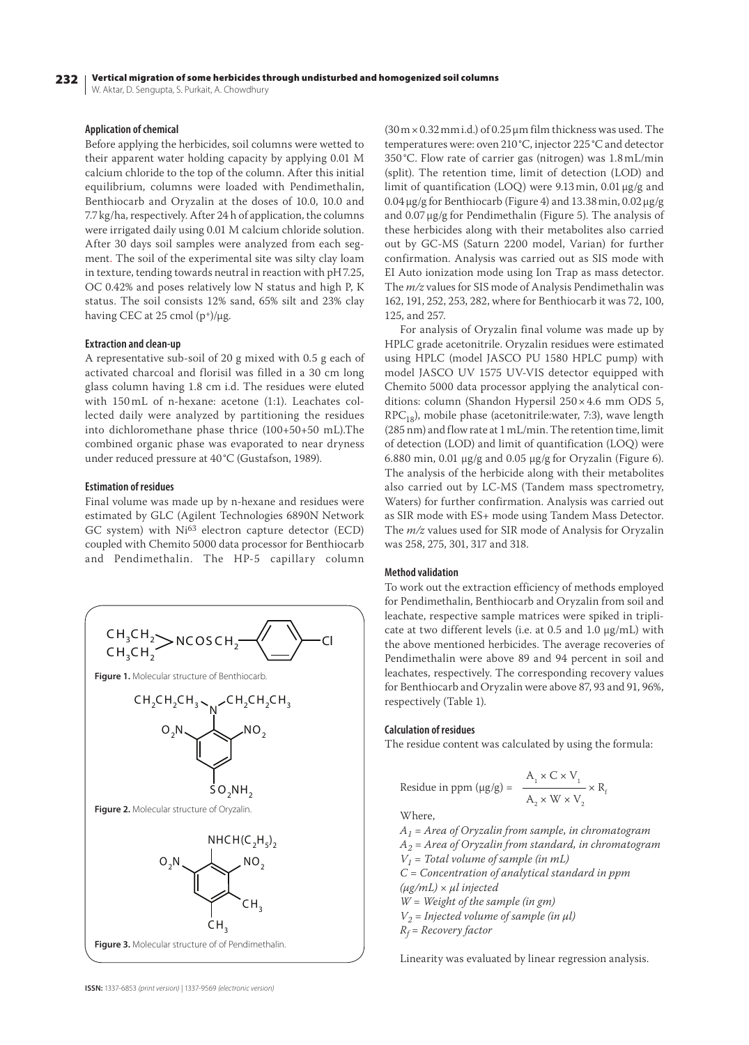### Application of chemical

Before applying the herbicides, soil columns were wetted to their apparent water holding capacity by applying 0.01 M calcium chloride to the top of the column. After this initial equilibrium, columns were loaded with Pendimethalin, Benthiocarb and Oryzalin at the doses of 10.0, 10.0 and 7.7 kg/ha, respectively. After 24 h of application, the columns were irrigated daily using 0.01 M calcium chloride solution. After 30 days soil samples were analyzed from each segment. The soil of the experimental site was silty clay loam in texture, tending towards neutral in reaction with pH 7.25, OC 0.42% and poses relatively low N status and high P, K status. The soil consists 12% sand, 65% silt and 23% clay having CEC at 25 cmol ($p^+$)/μg.

### Extraction and clean-up

A representative sub-soil of 20 g mixed with 0.5 g each of activated charcoal and florisil was filled in a 30 cm long glass column having 1.8 cm i.d. The residues were eluted with 150 mL of n-hexane: acetone (1:1). Leachates collected daily were analyzed by partitioning the residues into dichloromethane phase thrice (100+50+50 mL).The combined organic phase was evaporated to near dryness under reduced pressure at 40 °C (Gustafson, 1989).

### Estimation of residues

Final volume was made up by n-hexane and residues were estimated by GLC (Agilent Technologies 6890N Network GC system) with $Ni^{63}$ electron capture detector (ECD) coupled with Chemito 5000 data processor for Benthiocarb and Pendimethalin. The HP-5 capillary column (30 m × 0.32 mm i.d.) of 0.25 μm film thickness was used. The temperatures were: oven 210 °C, injector 225 °C and detector 350 °C. Flow rate of carrier gas (nitrogen) was 1.8 mL/min (split). The retention time, limit of detection (LOD) and limit of quantification (LOQ) were 9.13 min, 0.01 μg/g and 0.04 μg/g for Benthiocarb (Figure 4) and 13.38 min, 0.02 μg/g and 0.07 μg/g for Pendimethalin (Figure 5). The analysis of these herbicides along with their metabolites also carried out by GC-MS (Saturn 2200 model, Varian) for further confirmation. Analysis was carried out as SIS mode with EI Auto ionization mode using Ion Trap as mass detector. The *m/z* values for SIS mode of Analysis Pendimethalin was 162, 191, 252, 253, 282, where for Benthiocarb it was 72, 100, 125, and 257.

For analysis of Oryzalin final volume was made up by HPLC grade acetonitrile. Oryzalin residues were estimated using HPLC (model JASCO PU 1580 HPLC pump) with model JASCO UV 1575 UV-VIS detector equipped with Chemito 5000 data processor applying the analytical conditions: column (Shandon Hypersil 250 × 4.6 mm ODS 5, $RPC_{18}$), mobile phase (acetonitrile:water, 7:3), wave length (285 nm) and flow rate at 1 mL/min. The retention time, limit of detection (LOD) and limit of quantification (LOQ) were 6.880 min, 0.01 μg/g and 0.05 μg/g for Oryzalin (Figure 6). The analysis of the herbicide along with their metabolites also carried out by LC-MS (Tandem mass spectrometry, Waters) for further confirmation. Analysis was carried out as SIR mode with ES+ mode using Tandem Mass Detector. The *m/z* values used for SIR mode of Analysis for Oryzalin was 258, 275, 301, 317 and 318.

$$(CH_3CH_2)_2NCOSCH_2-C_6H_4-Cl$$

**Figure 1.** Molecular structure of Benthiocarb.

**Figure 2.** Molecular structure of Oryzalin.

**Figure 3.** Molecular structure of of Pendimethalin.

### Method validation

To work out the extraction efficiency of methods employed for Pendimethalin, Benthiocarb and Oryzalin from soil and leachate, respective sample matrices were spiked in triplicate at two different levels (i.e. at 0.5 and 1.0 μg/mL) with the above mentioned herbicides. The average recoveries of Pendimethalin were above 89 and 94 percent in soil and leachates, respectively. The corresponding recovery values for Benthiocarb and Oryzalin were above 87, 93 and 91, 96%, respectively (Table 1).

### Calculation of residues

The residue content was calculated by using the formula:

$$\text{Residue in ppm } (\mu g/g) = \frac{A_1 \times C \times V_1}{A_2 \times W \times V_2} \times R_f$$

Where,

*$A_1$ = Area of Oryzalin from sample, in chromatogram*
*$A_2$ = Area of Oryzalin from standard, in chromatogram*
*$V_1$ = Total volume of sample (in mL)*
*C = Concentration of analytical standard in ppm (μg/mL) × μl injected*
*W = Weight of the sample (in gm)*
*$V_2$ = Injected volume of sample (in μl)*
*$R_f$ = Recovery factor*

Linearity was evaluated by linear regression analysis.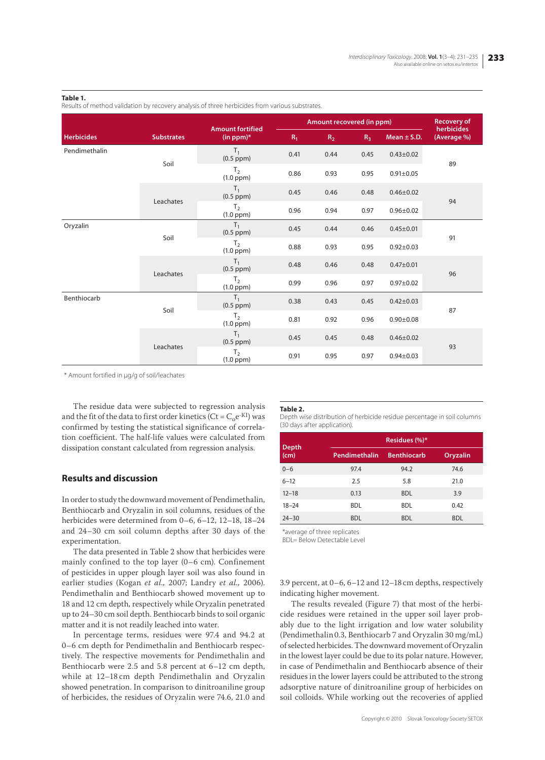**Table 1.**
Results of method validation by recovery analysis of three herbicides from various substrates.

| Herbicides | Substrates | Amount fortified (in ppm)* | Amount recovered (in ppm) | | | | Recovery of herbicides (Average %) |
|---|---|---|---|---|---|---|---|
| | | | $R_1$ | $R_2$ | $R_3$ | Mean ± S.D. | |
| Pendimethalin | Soil | $T_1$ (0.5 ppm) | 0.41 | 0.44 | 0.45 | 0.43±0.02 | 89 |
| | | $T_2$ (1.0 ppm) | 0.86 | 0.93 | 0.95 | 0.91±0.05 | |
| | Leachates | $T_1$ (0.5 ppm) | 0.45 | 0.46 | 0.48 | 0.46±0.02 | 94 |
| | | $T_2$ (1.0 ppm) | 0.96 | 0.94 | 0.97 | 0.96±0.02 | |
| Oryzalin | Soil | $T_1$ (0.5 ppm) | 0.45 | 0.44 | 0.46 | 0.45±0.01 | 91 |
| | | $T_2$ (1.0 ppm) | 0.88 | 0.93 | 0.95 | 0.92±0.03 | |
| | Leachates | $T_1$ (0.5 ppm) | 0.48 | 0.46 | 0.48 | 0.47±0.01 | 96 |
| | | $T_2$ (1.0 ppm) | 0.99 | 0.96 | 0.97 | 0.97±0.02 | |
| Benthiocarb | Soil | $T_1$ (0.5 ppm) | 0.38 | 0.43 | 0.45 | 0.42±0.03 | 87 |
| | | $T_2$ (1.0 ppm) | 0.81 | 0.92 | 0.96 | 0.90±0.08 | |
| | Leachates | $T_1$ (0.5 ppm) | 0.45 | 0.45 | 0.48 | 0.46±0.02 | 93 |
| | | $T_2$ (1.0 ppm) | 0.91 | 0.95 | 0.97 | 0.94±0.03 | |

\* Amount fortified in µg/g of soil/leachates

The residue data were subjected to regression analysis and the fit of the data to first order kinetics ($Ct = C_0 e^{-Kl}$) was confirmed by testing the statistical significance of correlation coefficient. The half-life values were calculated from dissipation constant calculated from regression analysis.

## Results and discussion

In order to study the downward movement of Pendimethalin, Benthiocarb and Oryzalin in soil columns, residues of the herbicides were determined from 0–6, 6–12, 12–18, 18–24 and 24–30 cm soil column depths after 30 days of the experimentation.

The data presented in Table 2 show that herbicides were mainly confined to the top layer (0–6 cm). Confinement of pesticides in upper plough layer soil was also found in earlier studies (Kogan *et al.,* 2007; Landry *et al.,* 2006). Pendimethalin and Benthiocarb showed movement up to 18 and 12 cm depth, respectively while Oryzalin penetrated up to 24–30 cm soil depth. Benthiocarb binds to soil organic matter and it is not readily leached into water.

In percentage terms, residues were 97.4 and 94.2 at 0–6 cm depth for Pendimethalin and Benthiocarb respectively. The respective movements for Pendimethalin and Benthiocarb were 2.5 and 5.8 percent at 6–12 cm depth, while at 12–18 cm depth Pendimethalin and Oryzalin showed penetration. In comparison to dinitroaniline group of herbicides, the residues of Oryzalin were 74.6, 21.0 and 3.9 percent, at 0–6, 6–12 and 12–18 cm depths, respectively indicating higher movement.

**Table 2.**
Depth wise distribution of herbicide residue percentage in soil columns (30 days after application).

| Depth (cm) | Residues (%)* | | |
|---|---|---|---|
| | Pendimethalin | Benthiocarb | Oryzalin |
| 0–6 | 97.4 | 94.2 | 74.6 |
| 6–12 | 2.5 | 5.8 | 21.0 |
| 12–18 | 0.13 | BDL | 3.9 |
| 18–24 | BDL | BDL | 0.42 |
| 24–30 | BDL | BDL | BDL |

\*average of three replicates
BDL= Below Detectable Level

The results revealed (Figure 7) that most of the herbicide residues were retained in the upper soil layer probably due to the light irrigation and low water solubility (Pendimethalin 0.3, Benthiocarb 7 and Oryzalin 30 mg/mL) of selected herbicides. The downward movement of Oryzalin in the lowest layer could be due to its polar nature. However, in case of Pendimethalin and Benthiocarb absence of their residues in the lower layers could be attributed to the strong adsorptive nature of dinitroaniline group of herbicides on soil colloids. While working out the recoveries of applied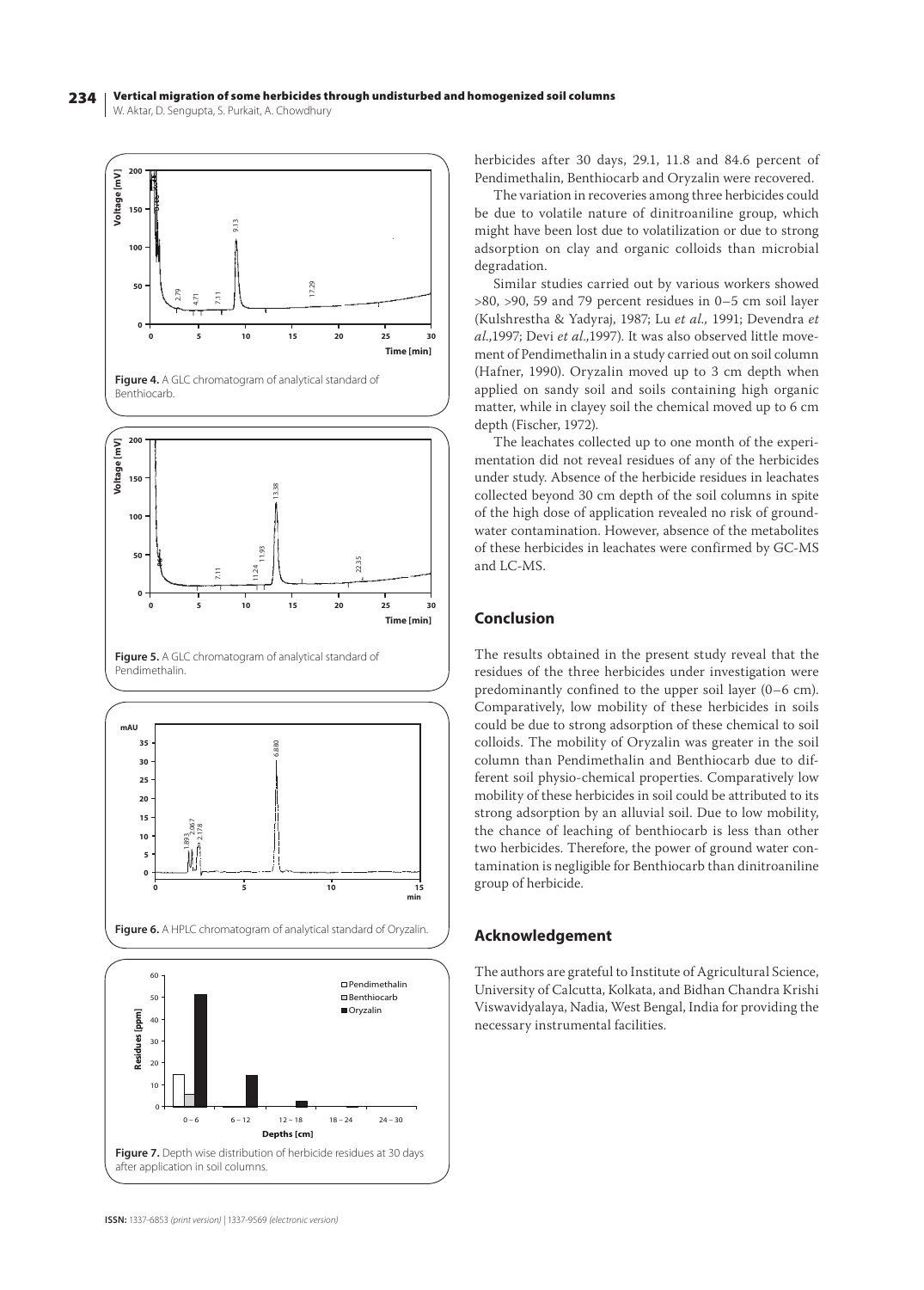Figure 4. A GLC chromatogram of analytical standard of Benthiocarb.

Figure 5. A GLC chromatogram of analytical standard of Pendimethalin.

Figure 6. A HPLC chromatogram of analytical standard of Oryzalin.

Figure 7. Depth wise distribution of herbicide residues at 30 days after application in soil columns.

herbicides after 30 days, 29.1, 11.8 and 84.6 percent of Pendimethalin, Benthiocarb and Oryzalin were recovered.

The variation in recoveries among three herbicides could be due to volatile nature of dinitroaniline group, which might have been lost due to volatilization or due to strong adsorption on clay and organic colloids than microbial degradation.

Similar studies carried out by various workers showed >80, >90, 59 and 79 percent residues in 0–5 cm soil layer (Kulshrestha & Yadyraj, 1987; Lu *et al.,* 1991; Devendra *et al.,*1997; Devi *et al.,*1997). It was also observed little movement of Pendimethalin in a study carried out on soil column (Hafner, 1990). Oryzalin moved up to 3 cm depth when applied on sandy soil and soils containing high organic matter, while in clayey soil the chemical moved up to 6 cm depth (Fischer, 1972).

The leachates collected up to one month of the experimentation did not reveal residues of any of the herbicides under study. Absence of the herbicide residues in leachates collected beyond 30 cm depth of the soil columns in spite of the high dose of application revealed no risk of groundwater contamination. However, absence of the metabolites of these herbicides in leachates were confirmed by GC-MS and LC-MS.

## Conclusion

The results obtained in the present study reveal that the residues of the three herbicides under investigation were predominantly confined to the upper soil layer (0–6 cm). Comparatively, low mobility of these herbicides in soils could be due to strong adsorption of these chemical to soil colloids. The mobility of Oryzalin was greater in the soil column than Pendimethalin and Benthiocarb due to different soil physio-chemical properties. Comparatively low mobility of these herbicides in soil could be attributed to its strong adsorption by an alluvial soil. Due to low mobility, the chance of leaching of benthiocarb is less than other two herbicides. Therefore, the power of ground water contamination is negligible for Benthiocarb than dinitroaniline group of herbicide.

## Acknowledgement

The authors are grateful to Institute of Agricultural Science, University of Calcutta, Kolkata, and Bidhan Chandra Krishi Viswavidyalaya, Nadia, West Bengal, India for providing the necessary instrumental facilities.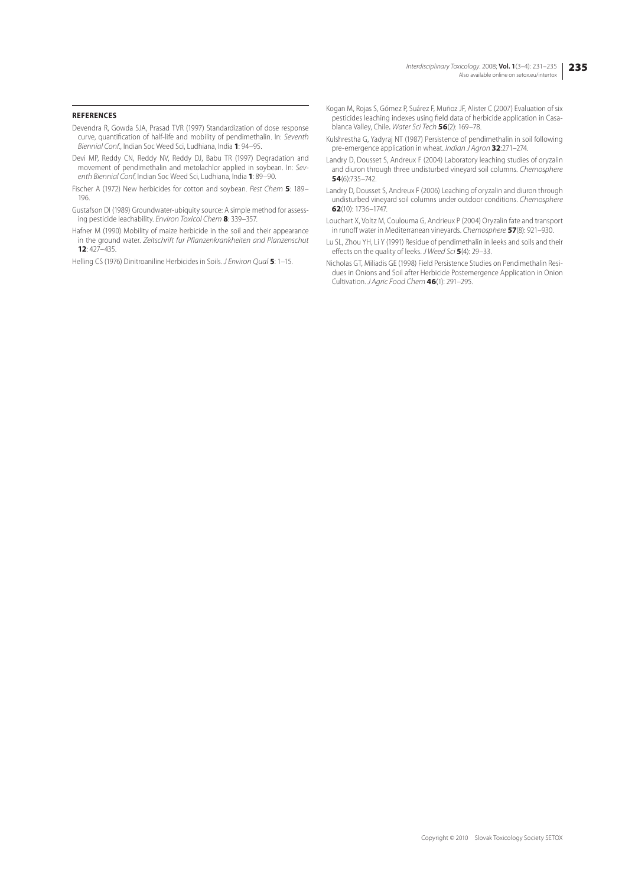## REFERENCES

Devendra R, Gowda SJA, Prasad TVR (1997) Standardization of dose response curve, quantification of half-life and mobility of pendimethalin. In: *Seventh Biennial Conf*., Indian Soc Weed Sci, Ludhiana, India **1**: 94–95.

Devi MP, Reddy CN, Reddy NV, Reddy DJ, Babu TR (1997) Degradation and movement of pendimethalin and metolachlor applied in soybean. In: *Seventh Biennial Conf*, Indian Soc Weed Sci, Ludhiana, India **1**: 89–90.

Fischer A (1972) New herbicides for cotton and soybean. *Pest Chem* **5**: 189–196.

Gustafson DI (1989) Groundwater-ubiquity source: A simple method for assessing pesticide leachability. *Environ Toxicol Chem* **8**: 339–357.

Hafner M (1990) Mobility of maize herbicide in the soil and their appearance in the ground water. *Zeitschrift fur Pflanzenkrankheiten and Planzenschut* **12**: 427–435.

Helling CS (1976) Dinitroaniline Herbicides in Soils. *J Environ Qual* **5**: 1–15.

Kogan M, Rojas S, Gómez P, Suárez F, Muñoz JF, Alister C (2007) Evaluation of six pesticides leaching indexes using field data of herbicide application in Casablanca Valley, Chile. *Water Sci Tech* **56**(2): 169–78.

Kulshrestha G, Yadyraj NT (1987) Persistence of pendimethalin in soil following pre-emergence application in wheat. *Indian J Agron* **32**:271–274.

Landry D, Dousset S, Andreux F (2004) Laboratory leaching studies of oryzalin and diuron through three undisturbed vineyard soil columns. *Chemosphere* **54**(6):735–742.

Landry D, Dousset S, Andreux F (2006) Leaching of oryzalin and diuron through undisturbed vineyard soil columns under outdoor conditions. *Chemosphere* **62**(10): 1736–1747.

Louchart X, Voltz M, Coulouma G, Andrieux P (2004) Oryzalin fate and transport in runoff water in Mediterranean vineyards. *Chemosphere* **57**(8): 921–930.

Lu SL, Zhou YH, Li Y (1991) Residue of pendimethalin in leeks and soils and their effects on the quality of leeks. *J Weed Sci* **5**(4): 29–33.

Nicholas GT, Miliadis GE (1998) Field Persistence Studies on Pendimethalin Residues in Onions and Soil after Herbicide Postemergence Application in Onion Cultivation. *J Agric Food Chem* **46**(1): 291–295.